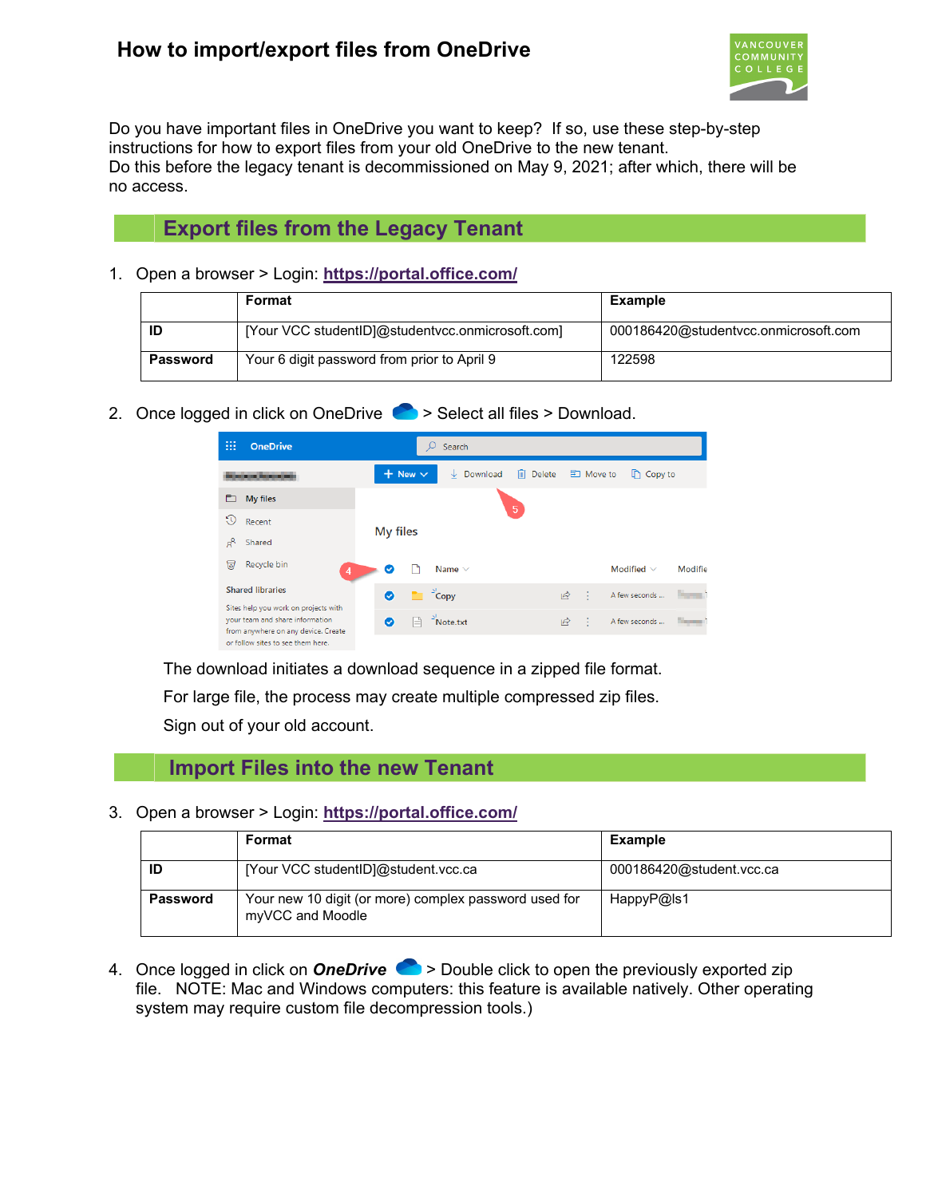# How to import/export files from OneDrive

Do you have important files in OneDrive you want to keep? If so, use these step-by-step instructions for how to export files from your old OneDrive to the new tenant.
Do this before the legacy tenant is decommissioned on May 9, 2021; after which, there will be no access.

## Export files from the Legacy Tenant

1. Open a browser > Login: [https://portal.office.com/](https://portal.office.com/)

| | Format | Example |
|---|---|---|
| **ID** | [Your VCC studentID]@studentvcc.onmicrosoft.com] | 000186420@studentvcc.onmicrosoft.com |
| **Password** | Your 6 digit password from prior to April 9 | 122598 |

2. Once logged in click on OneDrive > Select all files > Download.

The download initiates a download sequence in a zipped file format.

For large file, the process may create multiple compressed zip files.

Sign out of your old account.

## Import Files into the new Tenant

3. Open a browser > Login: [https://portal.office.com/](https://portal.office.com/)

| | Format | Example |
|---|---|---|
| **ID** | [Your VCC studentID]@student.vcc.ca | 000186420@student.vcc.ca |
| **Password** | Your new 10 digit (or more) complex password used for myVCC and Moodle | HappyP@ls1 |

4. Once logged in click on ***OneDrive*** > Double click to open the previously exported zip file. NOTE: Mac and Windows computers: this feature is available natively. Other operating system may require custom file decompression tools.)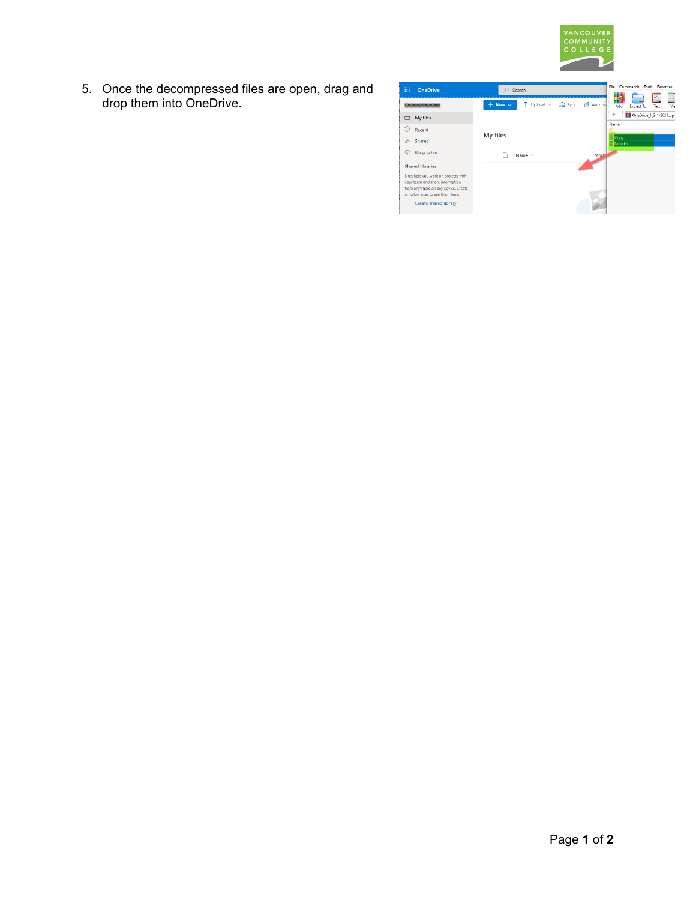5. Once the decompressed files are open, drag and drop them into OneDrive.